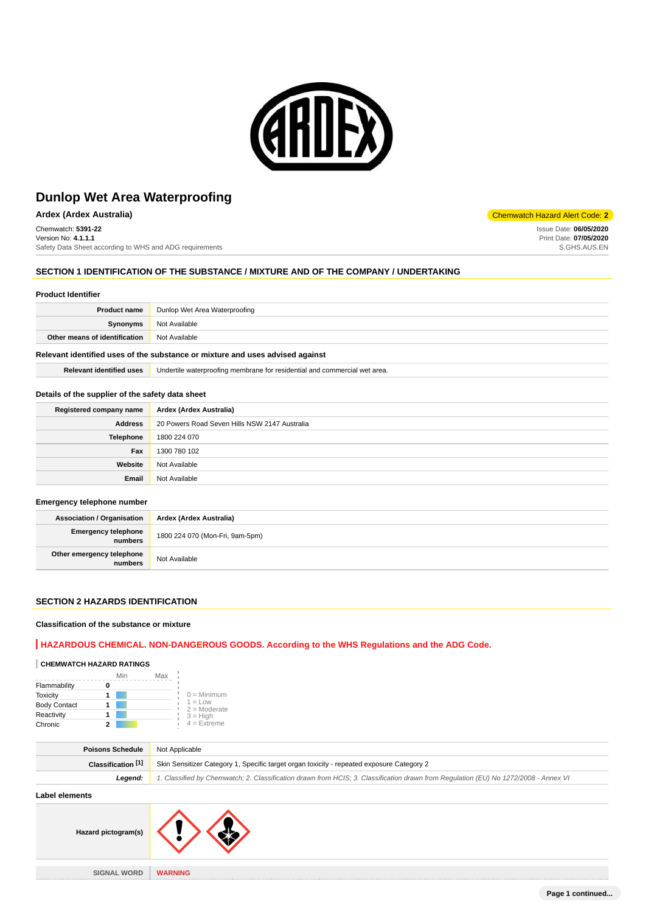# Dunlop Wet Area Waterproofing

**Ardex (Ardex Australia)**

Chemwatch Hazard Alert Code: **2**

Chemwatch: **5391-22**
Version No: **4.1.1.1**
Safety Data Sheet according to WHS and ADG requirements

Issue Date: **06/05/2020**
Print Date: **07/05/2020**
S.GHS.AUS.EN

## SECTION 1 IDENTIFICATION OF THE SUBSTANCE / MIXTURE AND OF THE COMPANY / UNDERTAKING

### Product Identifier

| | |
|---|---|
| **Product name** | Dunlop Wet Area Waterproofing |
| **Synonyms** | Not Available |
| **Other means of identification** | Not Available |

### Relevant identified uses of the substance or mixture and uses advised against

| | |
|---|---|
| **Relevant identified uses** | Undertile waterproofing membrane for residential and commercial wet area. |

### Details of the supplier of the safety data sheet

| | |
|---|---|
| **Registered company name** | **Ardex (Ardex Australia)** |
| **Address** | 20 Powers Road Seven Hills NSW 2147 Australia |
| **Telephone** | 1800 224 070 |
| **Fax** | 1300 780 102 |
| **Website** | Not Available |
| **Email** | Not Available |

### Emergency telephone number

| | |
|---|---|
| **Association / Organisation** | **Ardex (Ardex Australia)** |
| **Emergency telephone numbers** | 1800 224 070 (Mon-Fri, 9am-5pm) |
| **Other emergency telephone numbers** | Not Available |

## SECTION 2 HAZARDS IDENTIFICATION

### Classification of the substance or mixture

**HAZARDOUS CHEMICAL. NON-DANGEROUS GOODS. According to the WHS Regulations and the ADG Code.**

**CHEMWATCH HAZARD RATINGS**

| | Rating |
|---|---|
| Flammability | 0 |
| Toxicity | 1 |
| Body Contact | 1 |
| Reactivity | 1 |
| Chronic | 2 |

0 = Minimum
1 = Low
2 = Moderate
3 = High
4 = Extreme

| | |
|---|---|
| **Poisons Schedule** | Not Applicable |
| **Classification [1]** | Skin Sensitizer Category 1, Specific target organ toxicity - repeated exposure Category 2 |
| ***Legend:*** | *1. Classified by Chemwatch; 2. Classification drawn from HCIS; 3. Classification drawn from Regulation (EU) No 1272/2008 - Annex VI* |

### Label elements

| | |
|---|---|
| **Hazard pictogram(s)** | |
| **SIGNAL WORD** | **WARNING** |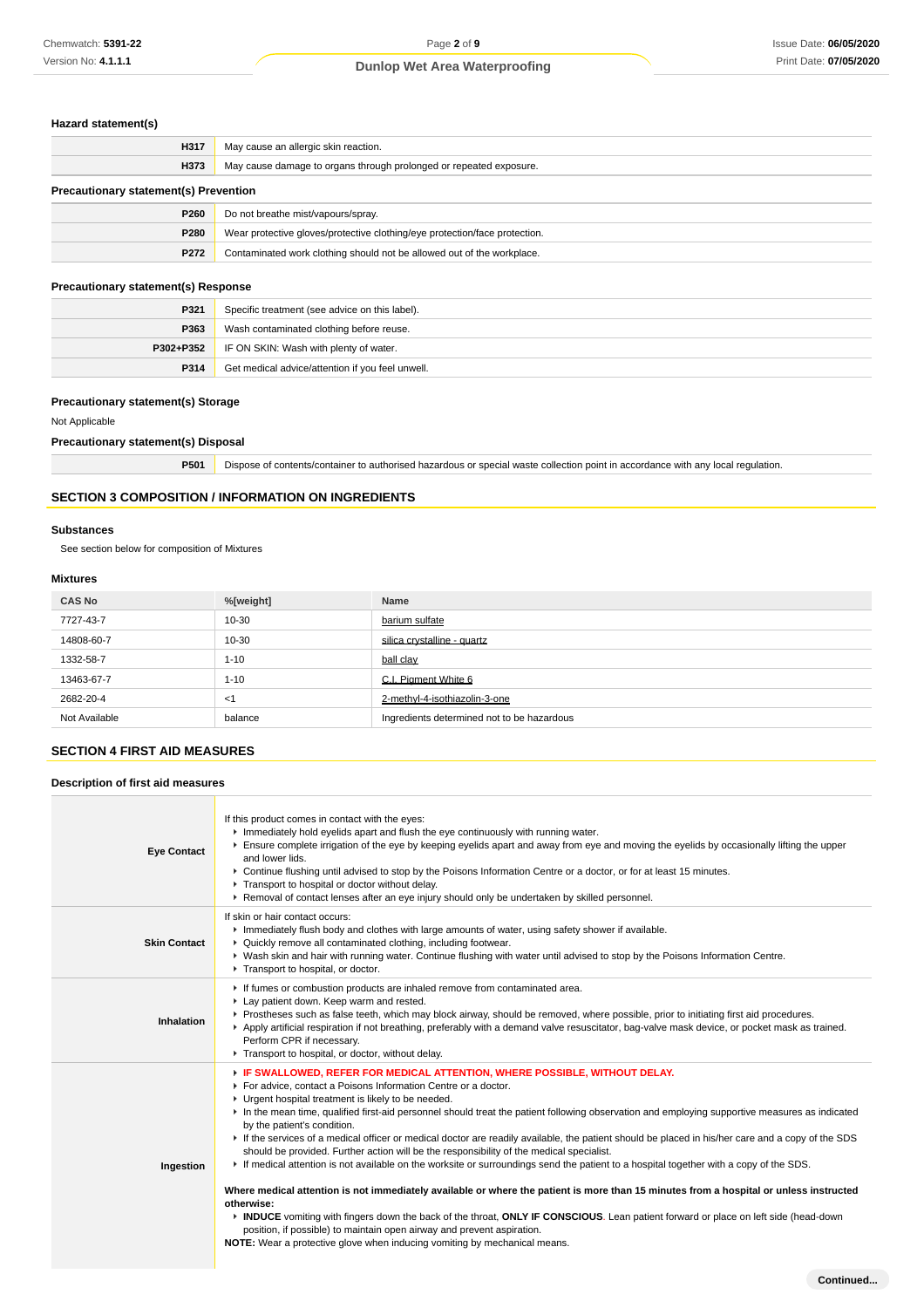### Hazard statement(s)

| | |
|---|---|
| **H317** | May cause an allergic skin reaction. |
| **H373** | May cause damage to organs through prolonged or repeated exposure. |

### Precautionary statement(s) Prevention

| | |
|---|---|
| **P260** | Do not breathe mist/vapours/spray. |
| **P280** | Wear protective gloves/protective clothing/eye protection/face protection. |
| **P272** | Contaminated work clothing should not be allowed out of the workplace. |

### Precautionary statement(s) Response

| | |
|---|---|
| **P321** | Specific treatment (see advice on this label). |
| **P363** | Wash contaminated clothing before reuse. |
| **P302+P352** | IF ON SKIN: Wash with plenty of water. |
| **P314** | Get medical advice/attention if you feel unwell. |

### Precautionary statement(s) Storage

Not Applicable

### Precautionary statement(s) Disposal

| | |
|---|---|
| **P501** | Dispose of contents/container to authorised hazardous or special waste collection point in accordance with any local regulation. |

## SECTION 3 COMPOSITION / INFORMATION ON INGREDIENTS

### Substances

See section below for composition of Mixtures

### Mixtures

| CAS No | %[weight] | Name |
|---|---|---|
| 7727-43-7 | 10-30 | barium sulfate |
| 14808-60-7 | 10-30 | silica crystalline - quartz |
| 1332-58-7 | 1-10 | ball clay |
| 13463-67-7 | 1-10 | C.I. Pigment White 6 |
| 2682-20-4 | <1 | 2-methyl-4-isothiazolin-3-one |
| Not Available | balance | Ingredients determined not to be hazardous |

## SECTION 4 FIRST AID MEASURES

### Description of first aid measures

| | |
|---|---|
| **Eye Contact** | If this product comes in contact with the eyes:<br>▸ Immediately hold eyelids apart and flush the eye continuously with running water.<br>▸ Ensure complete irrigation of the eye by keeping eyelids apart and away from eye and moving the eyelids by occasionally lifting the upper and lower lids.<br>▸ Continue flushing until advised to stop by the Poisons Information Centre or a doctor, or for at least 15 minutes.<br>▸ Transport to hospital or doctor without delay.<br>▸ Removal of contact lenses after an eye injury should only be undertaken by skilled personnel. |
| **Skin Contact** | If skin or hair contact occurs:<br>▸ Immediately flush body and clothes with large amounts of water, using safety shower if available.<br>▸ Quickly remove all contaminated clothing, including footwear.<br>▸ Wash skin and hair with running water. Continue flushing with water until advised to stop by the Poisons Information Centre.<br>▸ Transport to hospital, or doctor. |
| **Inhalation** | ▸ If fumes or combustion products are inhaled remove from contaminated area.<br>▸ Lay patient down. Keep warm and rested.<br>▸ Prostheses such as false teeth, which may block airway, should be removed, where possible, prior to initiating first aid procedures.<br>▸ Apply artificial respiration if not breathing, preferably with a demand valve resuscitator, bag-valve mask device, or pocket mask as trained. Perform CPR if necessary.<br>▸ Transport to hospital, or doctor, without delay. |
| **Ingestion** | ▸ **IF SWALLOWED, REFER FOR MEDICAL ATTENTION, WHERE POSSIBLE, WITHOUT DELAY.**<br>▸ For advice, contact a Poisons Information Centre or a doctor.<br>▸ Urgent hospital treatment is likely to be needed.<br>▸ In the mean time, qualified first-aid personnel should treat the patient following observation and employing supportive measures as indicated by the patient's condition.<br>▸ If the services of a medical officer or medical doctor are readily available, the patient should be placed in his/her care and a copy of the SDS should be provided. Further action will be the responsibility of the medical specialist.<br>▸ If medical attention is not available on the worksite or surroundings send the patient to a hospital together with a copy of the SDS.<br><br>**Where medical attention is not immediately available or where the patient is more than 15 minutes from a hospital or unless instructed otherwise:**<br>▸ **INDUCE** vomiting with fingers down the back of the throat, **ONLY IF CONSCIOUS**. Lean patient forward or place on left side (head-down position, if possible) to maintain open airway and prevent aspiration.<br>**NOTE:** Wear a protective glove when inducing vomiting by mechanical means. |

**Continued...**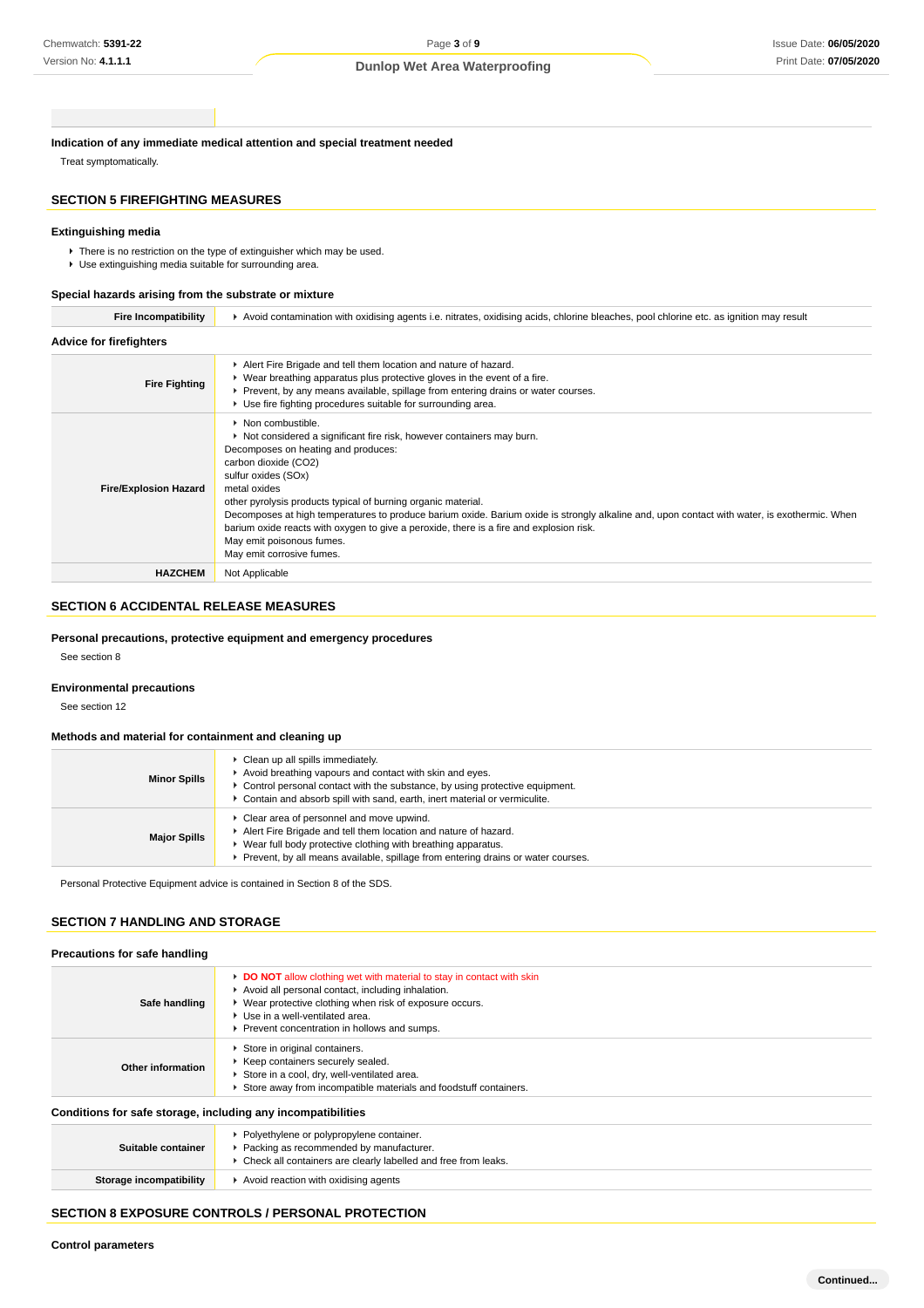**Indication of any immediate medical attention and special treatment needed**

Treat symptomatically.

## SECTION 5 FIREFIGHTING MEASURES

### Extinguishing media

- There is no restriction on the type of extinguisher which may be used.
- Use extinguishing media suitable for surrounding area.

### Special hazards arising from the substrate or mixture

| | |
|---|---|
| **Fire Incompatibility** | Avoid contamination with oxidising agents i.e. nitrates, oxidising acids, chlorine bleaches, pool chlorine etc. as ignition may result |

### Advice for firefighters

| | |
|---|---|
| **Fire Fighting** | - Alert Fire Brigade and tell them location and nature of hazard.<br>- Wear breathing apparatus plus protective gloves in the event of a fire.<br>- Prevent, by any means available, spillage from entering drains or water courses.<br>- Use fire fighting procedures suitable for surrounding area. |
| **Fire/Explosion Hazard** | - Non combustible.<br>- Not considered a significant fire risk, however containers may burn.<br>Decomposes on heating and produces:<br>carbon dioxide ($CO_2$)<br>sulfur oxides ($SO_x$)<br>metal oxides<br>other pyrolysis products typical of burning organic material.<br>Decomposes at high temperatures to produce barium oxide. Barium oxide is strongly alkaline and, upon contact with water, is exothermic. When barium oxide reacts with oxygen to give a peroxide, there is a fire and explosion risk.<br>May emit poisonous fumes.<br>May emit corrosive fumes. |
| **HAZCHEM** | Not Applicable |

## SECTION 6 ACCIDENTAL RELEASE MEASURES

### Personal precautions, protective equipment and emergency procedures

See section 8

### Environmental precautions

See section 12

### Methods and material for containment and cleaning up

| | |
|---|---|
| **Minor Spills** | - Clean up all spills immediately.<br>- Avoid breathing vapours and contact with skin and eyes.<br>- Control personal contact with the substance, by using protective equipment.<br>- Contain and absorb spill with sand, earth, inert material or vermiculite. |
| **Major Spills** | - Clear area of personnel and move upwind.<br>- Alert Fire Brigade and tell them location and nature of hazard.<br>- Wear full body protective clothing with breathing apparatus.<br>- Prevent, by all means available, spillage from entering drains or water courses. |

Personal Protective Equipment advice is contained in Section 8 of the SDS.

## SECTION 7 HANDLING AND STORAGE

### Precautions for safe handling

| | |
|---|---|
| **Safe handling** | - **DO NOT** allow clothing wet with material to stay in contact with skin<br>- Avoid all personal contact, including inhalation.<br>- Wear protective clothing when risk of exposure occurs.<br>- Use in a well-ventilated area.<br>- Prevent concentration in hollows and sumps. |
| **Other information** | - Store in original containers.<br>- Keep containers securely sealed.<br>- Store in a cool, dry, well-ventilated area.<br>- Store away from incompatible materials and foodstuff containers. |

### Conditions for safe storage, including any incompatibilities

| | |
|---|---|
| **Suitable container** | - Polyethylene or polypropylene container.<br>- Packing as recommended by manufacturer.<br>- Check all containers are clearly labelled and free from leaks. |
| **Storage incompatibility** | - Avoid reaction with oxidising agents |

## SECTION 8 EXPOSURE CONTROLS / PERSONAL PROTECTION

### Control parameters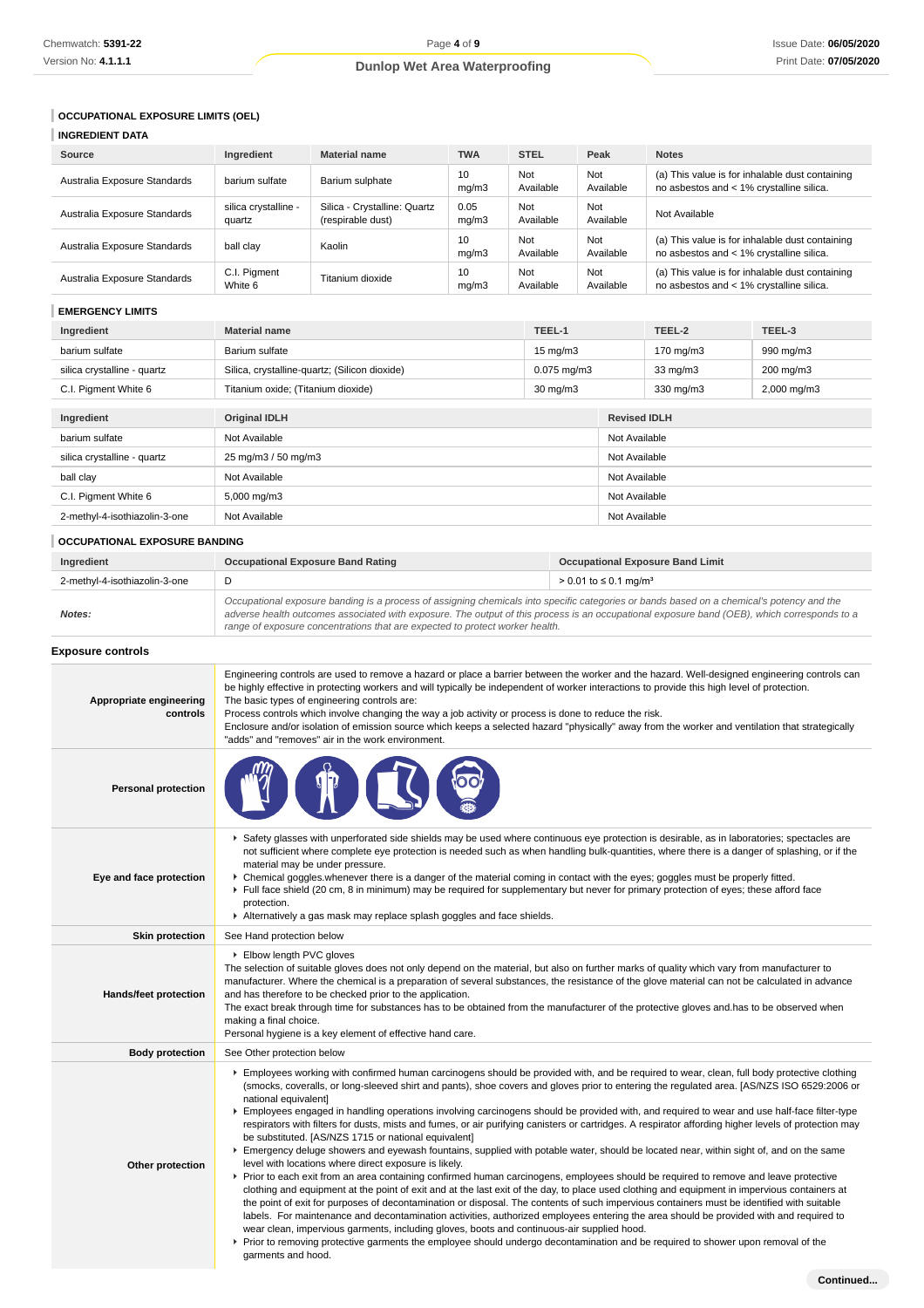### OCCUPATIONAL EXPOSURE LIMITS (OEL)

#### INGREDIENT DATA

| Source | Ingredient | Material name | TWA | STEL | Peak | Notes |
|---|---|---|---|---|---|---|
| Australia Exposure Standards | barium sulfate | Barium sulphate | 10 mg/m3 | Not Available | Not Available | (a) This value is for inhalable dust containing no asbestos and < 1% crystalline silica. |
| Australia Exposure Standards | silica crystalline - quartz | Silica - Crystalline: Quartz (respirable dust) | 0.05 mg/m3 | Not Available | Not Available | Not Available |
| Australia Exposure Standards | ball clay | Kaolin | 10 mg/m3 | Not Available | Not Available | (a) This value is for inhalable dust containing no asbestos and < 1% crystalline silica. |
| Australia Exposure Standards | C.I. Pigment White 6 | Titanium dioxide | 10 mg/m3 | Not Available | Not Available | (a) This value is for inhalable dust containing no asbestos and < 1% crystalline silica. |

#### EMERGENCY LIMITS

| Ingredient | Material name | TEEL-1 | TEEL-2 | TEEL-3 |
|---|---|---|---|---|
| barium sulfate | Barium sulfate | 15 mg/m3 | 170 mg/m3 | 990 mg/m3 |
| silica crystalline - quartz | Silica, crystalline-quartz; (Silicon dioxide) | 0.075 mg/m3 | 33 mg/m3 | 200 mg/m3 |
| C.I. Pigment White 6 | Titanium oxide; (Titanium dioxide) | 30 mg/m3 | 330 mg/m3 | 2,000 mg/m3 |

| Ingredient | Original IDLH | Revised IDLH |
|---|---|---|
| barium sulfate | Not Available | Not Available |
| silica crystalline - quartz | 25 mg/m3 / 50 mg/m3 | Not Available |
| ball clay | Not Available | Not Available |
| C.I. Pigment White 6 | 5,000 mg/m3 | Not Available |
| 2-methyl-4-isothiazolin-3-one | Not Available | Not Available |

#### OCCUPATIONAL EXPOSURE BANDING

| Ingredient | Occupational Exposure Band Rating | Occupational Exposure Band Limit |
|---|---|---|
| 2-methyl-4-isothiazolin-3-one | D | > 0.01 to ≤ 0.1 mg/m³ |
| ***Notes:*** | *Occupational exposure banding is a process of assigning chemicals into specific categories or bands based on a chemical's potency and the adverse health outcomes associated with exposure. The output of this process is an occupational exposure band (OEB), which corresponds to a range of exposure concentrations that are expected to protect worker health.* | |

### Exposure controls

| | |
|---|---|
| **Appropriate engineering controls** | Engineering controls are used to remove a hazard or place a barrier between the worker and the hazard. Well-designed engineering controls can be highly effective in protecting workers and will typically be independent of worker interactions to provide this high level of protection.<br>The basic types of engineering controls are:<br>Process controls which involve changing the way a job activity or process is done to reduce the risk.<br>Enclosure and/or isolation of emission source which keeps a selected hazard "physically" away from the worker and ventilation that strategically "adds" and "removes" air in the work environment. |
| **Personal protection** | |
| **Eye and face protection** | ▸ Safety glasses with unperforated side shields may be used where continuous eye protection is desirable, as in laboratories; spectacles are not sufficient where complete eye protection is needed such as when handling bulk-quantities, where there is a danger of splashing, or if the material may be under pressure.<br>▸ Chemical goggles.whenever there is a danger of the material coming in contact with the eyes; goggles must be properly fitted.<br>▸ Full face shield (20 cm, 8 in minimum) may be required for supplementary but never for primary protection of eyes; these afford face protection.<br>▸ Alternatively a gas mask may replace splash goggles and face shields. |
| **Skin protection** | See Hand protection below |
| **Hands/feet protection** | ▸ Elbow length PVC gloves<br>The selection of suitable gloves does not only depend on the material, but also on further marks of quality which vary from manufacturer to manufacturer. Where the chemical is a preparation of several substances, the resistance of the glove material can not be calculated in advance and has therefore to be checked prior to the application.<br>The exact break through time for substances has to be obtained from the manufacturer of the protective gloves and.has to be observed when making a final choice.<br>Personal hygiene is a key element of effective hand care. |
| **Body protection** | See Other protection below |
| **Other protection** | ▸ Employees working with confirmed human carcinogens should be provided with, and be required to wear, clean, full body protective clothing (smocks, coveralls, or long-sleeved shirt and pants), shoe covers and gloves prior to entering the regulated area. [AS/NZS ISO 6529:2006 or national equivalent]<br>▸ Employees engaged in handling operations involving carcinogens should be provided with, and required to wear and use half-face filter-type respirators with filters for dusts, mists and fumes, or air purifying canisters or cartridges. A respirator affording higher levels of protection may be substituted. [AS/NZS 1715 or national equivalent]<br>▸ Emergency deluge showers and eyewash fountains, supplied with potable water, should be located near, within sight of, and on the same level with locations where direct exposure is likely.<br>▸ Prior to each exit from an area containing confirmed human carcinogens, employees should be required to remove and leave protective clothing and equipment at the point of exit and at the last exit of the day, to place used clothing and equipment in impervious containers at the point of exit for purposes of decontamination or disposal. The contents of such impervious containers must be identified with suitable labels. For maintenance and decontamination activities, authorized employees entering the area should be provided with and required to wear clean, impervious garments, including gloves, boots and continuous-air supplied hood.<br>▸ Prior to removing protective garments the employee should undergo decontamination and be required to shower upon removal of the garments and hood. |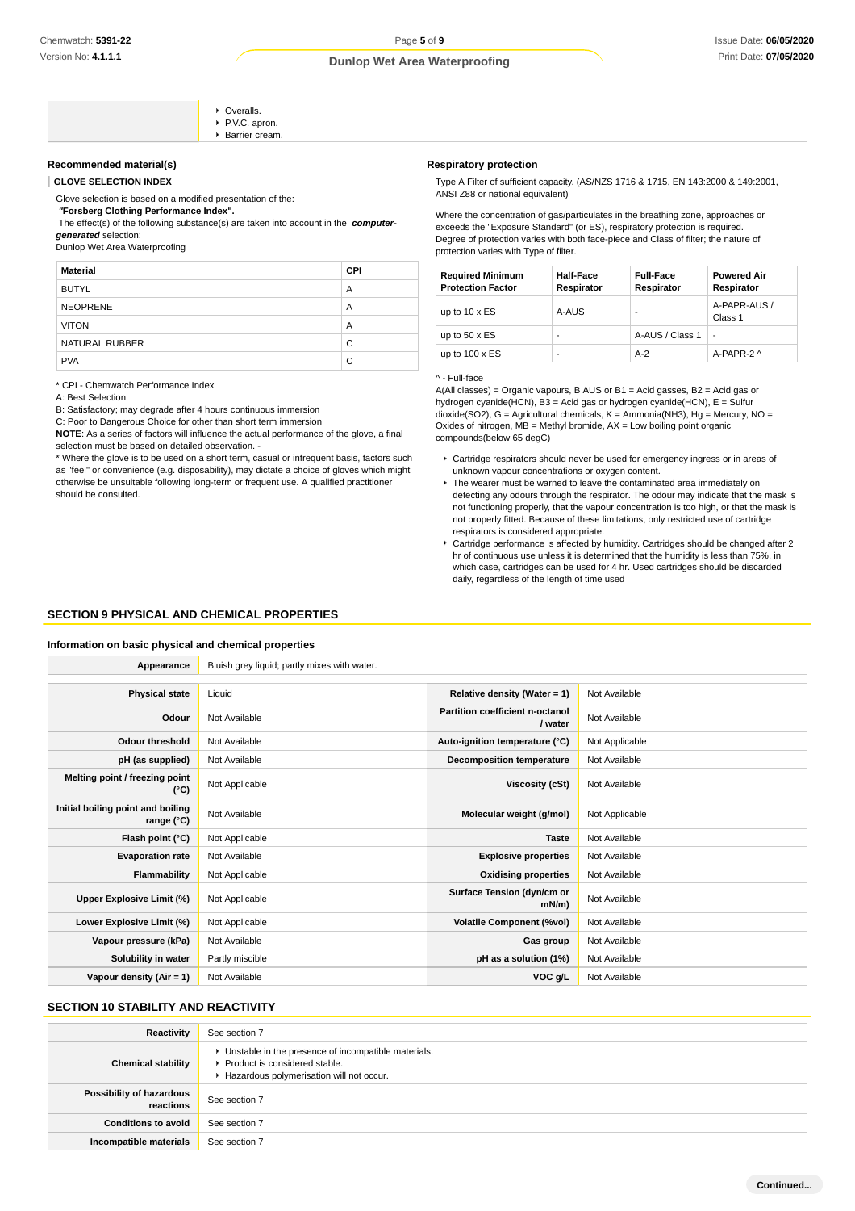- Overalls.
- P.V.C. apron.
- Barrier cream.

### Recommended material(s)

**GLOVE SELECTION INDEX**

Glove selection is based on a modified presentation of the:
 ***"*Forsberg Clothing Performance Index".**
 The effect(s) of the following substance(s) are taken into account in the ***computer-generated*** selection:
Dunlop Wet Area Waterproofing

| Material | CPI |
|---|---|
| BUTYL | A |
| NEOPRENE | A |
| VITON | A |
| NATURAL RUBBER | C |
| PVA | C |

* CPI - Chemwatch Performance Index
A: Best Selection
B: Satisfactory; may degrade after 4 hours continuous immersion
C: Poor to Dangerous Choice for other than short term immersion
**NOTE**: As a series of factors will influence the actual performance of the glove, a final selection must be based on detailed observation. -
* Where the glove is to be used on a short term, casual or infrequent basis, factors such as "feel" or convenience (e.g. disposability), may dictate a choice of gloves which might otherwise be unsuitable following long-term or frequent use. A qualified practitioner should be consulted.

### Respiratory protection

Type A Filter of sufficient capacity. (AS/NZS 1716 & 1715, EN 143:2000 & 149:2001, ANSI Z88 or national equivalent)

Where the concentration of gas/particulates in the breathing zone, approaches or exceeds the "Exposure Standard" (or ES), respiratory protection is required.
Degree of protection varies with both face-piece and Class of filter; the nature of protection varies with Type of filter.

| Required Minimum Protection Factor | Half-Face Respirator | Full-Face Respirator | Powered Air Respirator |
|---|---|---|---|
| up to 10 x ES | A-AUS | - | A-PAPR-AUS / Class 1 |
| up to 50 x ES | - | A-AUS / Class 1 | - |
| up to 100 x ES | - | A-2 | A-PAPR-2 ^ |

^ - Full-face
A(All classes) = Organic vapours, B AUS or B1 = Acid gasses, B2 = Acid gas or hydrogen cyanide(HCN), B3 = Acid gas or hydrogen cyanide(HCN), E = Sulfur dioxide($SO_2$), G = Agricultural chemicals, K = Ammonia($NH_3$), Hg = Mercury, NO = Oxides of nitrogen, MB = Methyl bromide, AX = Low boiling point organic compounds(below 65 degC)

- Cartridge respirators should never be used for emergency ingress or in areas of unknown vapour concentrations or oxygen content.
- The wearer must be warned to leave the contaminated area immediately on detecting any odours through the respirator. The odour may indicate that the mask is not functioning properly, that the vapour concentration is too high, or that the mask is not properly fitted. Because of these limitations, only restricted use of cartridge respirators is considered appropriate.
- Cartridge performance is affected by humidity. Cartridges should be changed after 2 hr of continuous use unless it is determined that the humidity is less than 75%, in which case, cartridges can be used for 4 hr. Used cartridges should be discarded daily, regardless of the length of time used

## SECTION 9 PHYSICAL AND CHEMICAL PROPERTIES

### Information on basic physical and chemical properties

| Appearance | Bluish grey liquid; partly mixes with water. | | |
|---|---|---|---|
| Physical state | Liquid | Relative density (Water = 1) | Not Available |
| Odour | Not Available | Partition coefficient n-octanol / water | Not Available |
| Odour threshold | Not Available | Auto-ignition temperature (°C) | Not Applicable |
| pH (as supplied) | Not Available | Decomposition temperature | Not Available |
| Melting point / freezing point (°C) | Not Applicable | Viscosity (cSt) | Not Available |
| Initial boiling point and boiling range (°C) | Not Available | Molecular weight (g/mol) | Not Applicable |
| Flash point (°C) | Not Applicable | Taste | Not Available |
| Evaporation rate | Not Available | Explosive properties | Not Available |
| Flammability | Not Applicable | Oxidising properties | Not Available |
| Upper Explosive Limit (%) | Not Applicable | Surface Tension (dyn/cm or mN/m) | Not Available |
| Lower Explosive Limit (%) | Not Applicable | Volatile Component (%vol) | Not Available |
| Vapour pressure (kPa) | Not Available | Gas group | Not Available |
| Solubility in water | Partly miscible | pH as a solution (1%) | Not Available |
| Vapour density (Air = 1) | Not Available | VOC g/L | Not Available |

## SECTION 10 STABILITY AND REACTIVITY

| Reactivity | See section 7 |
|---|---|
| Chemical stability | - Unstable in the presence of incompatible materials.<br>- Product is considered stable.<br>- Hazardous polymerisation will not occur. |
| Possibility of hazardous reactions | See section 7 |
| Conditions to avoid | See section 7 |
| Incompatible materials | See section 7 |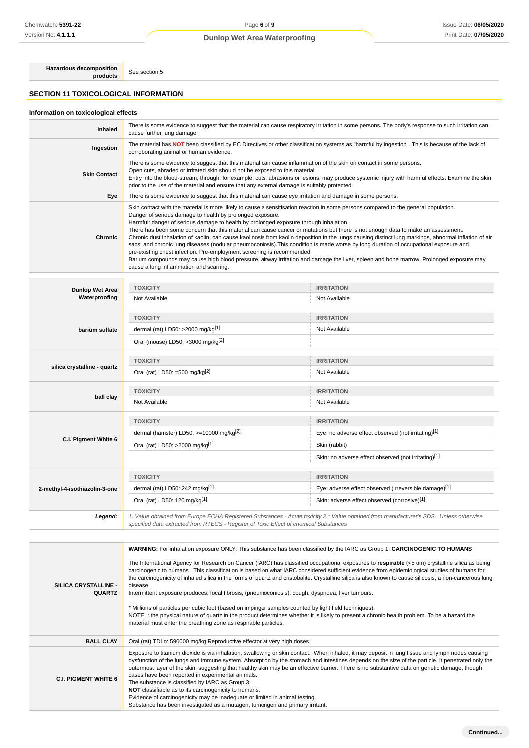| Hazardous decomposition products | See section 5 |
|---|---|

## SECTION 11 TOXICOLOGICAL INFORMATION

### Information on toxicological effects

| | |
|---|---|
| **Inhaled** | There is some evidence to suggest that the material can cause respiratory irritation in some persons. The body's response to such irritation can cause further lung damage. |
| **Ingestion** | The material has **NOT** been classified by EC Directives or other classification systems as "harmful by ingestion". This is because of the lack of corroborating animal or human evidence. |
| **Skin Contact** | There is some evidence to suggest that this material can cause inflammation of the skin on contact in some persons.<br>Open cuts, abraded or irritated skin should not be exposed to this material<br>Entry into the blood-stream, through, for example, cuts, abrasions or lesions, may produce systemic injury with harmful effects. Examine the skin prior to the use of the material and ensure that any external damage is suitably protected. |
| **Eye** | There is some evidence to suggest that this material can cause eye irritation and damage in some persons. |
| **Chronic** | Skin contact with the material is more likely to cause a sensitisation reaction in some persons compared to the general population.<br>Danger of serious damage to health by prolonged exposure.<br>Harmful: danger of serious damage to health by prolonged exposure through inhalation.<br>There has been some concern that this material can cause cancer or mutations but there is not enough data to make an assessment.<br>Chronic dust inhalation of kaolin, can cause kaolinosis from kaolin deposition in the lungs causing distinct lung markings, abnormal inflation of air sacs, and chronic lung diseases (nodular pneumoconiosis).This condition is made worse by long duration of occupational exposure and pre-existing chest infection. Pre-employment screening is recommended.<br>Barium compounds may cause high blood pressure, airway irritation and damage the liver, spleen and bone marrow. Prolonged exposure may cause a lung inflammation and scarring. |

| | TOXICITY | IRRITATION |
|---|---|---|
| **Dunlop Wet Area Waterproofing** | Not Available | Not Available |
| **barium sulfate** | dermal (rat) LD50: >2000 mg/kg[1] | Not Available |
| | Oral (mouse) LD50: >3000 mg/kg[2] | |
| **silica crystalline - quartz** | Oral (rat) LD50: =500 mg/kg[2] | Not Available |
| **ball clay** | Not Available | Not Available |
| **C.I. Pigment White 6** | dermal (hamster) LD50: >=10000 mg/kg[2] | Eye: no adverse effect observed (not irritating)[1] |
| | Oral (rat) LD50: >2000 mg/kg[1] | Skin (rabbit) |
| | | Skin: no adverse effect observed (not irritating)[1] |
| **2-methyl-4-isothiazolin-3-one** | dermal (rat) LD50: 242 mg/kg[1] | Eye: adverse effect observed (irreversible damage)[1] |
| | Oral (rat) LD50: 120 mg/kg[1] | Skin: adverse effect observed (corrosive)[1] |
| ***Legend:*** | *1. Value obtained from Europe ECHA Registered Substances - Acute toxicity 2.\* Value obtained from manufacturer's SDS. Unless otherwise specified data extracted from RTECS - Register of Toxic Effect of chemical Substances* | |

| | |
|---|---|
| **SILICA CRYSTALLINE - QUARTZ** | **WARNING:** For inhalation exposure ONLY: This substance has been classified by the IARC as Group 1: **CARCINOGENIC TO HUMANS**<br><br>The International Agency for Research on Cancer (IARC) has classified occupational exposures to **respirable** (<5 um) crystalline silica as being carcinogenic to humans . This classification is based on what IARC considered sufficient evidence from epidemiological studies of humans for the carcinogenicity of inhaled silica in the forms of quartz and cristobalite. Crystalline silica is also known to cause silicosis, a non-cancerous lung disease.<br>Intermittent exposure produces; focal fibrosis, (pneumoconiosis), cough, dyspnoea, liver tumours.<br><br>\* Millions of particles per cubic foot (based on impinger samples counted by light field techniques).<br>NOTE : the physical nature of quartz in the product determines whether it is likely to present a chronic health problem. To be a hazard the material must enter the breathing zone as respirable particles. |
| **BALL CLAY** | Oral (rat) TDLo: 590000 mg/kg Reproductive effector at very high doses. |
| **C.I. PIGMENT WHITE 6** | Exposure to titanium dioxide is via inhalation, swallowing or skin contact. When inhaled, it may deposit in lung tissue and lymph nodes causing dysfunction of the lungs and immune system. Absorption by the stomach and intestines depends on the size of the particle. It penetrated only the outermost layer of the skin, suggesting that healthy skin may be an effective barrier. There is no substantive data on genetic damage, though cases have been reported in experimental animals.<br>The substance is classified by IARC as Group 3:<br>**NOT** classifiable as to its carcinogenicity to humans.<br>Evidence of carcinogenicity may be inadequate or limited in animal testing.<br>Substance has been investigated as a mutagen, tumorigen and primary irritant. |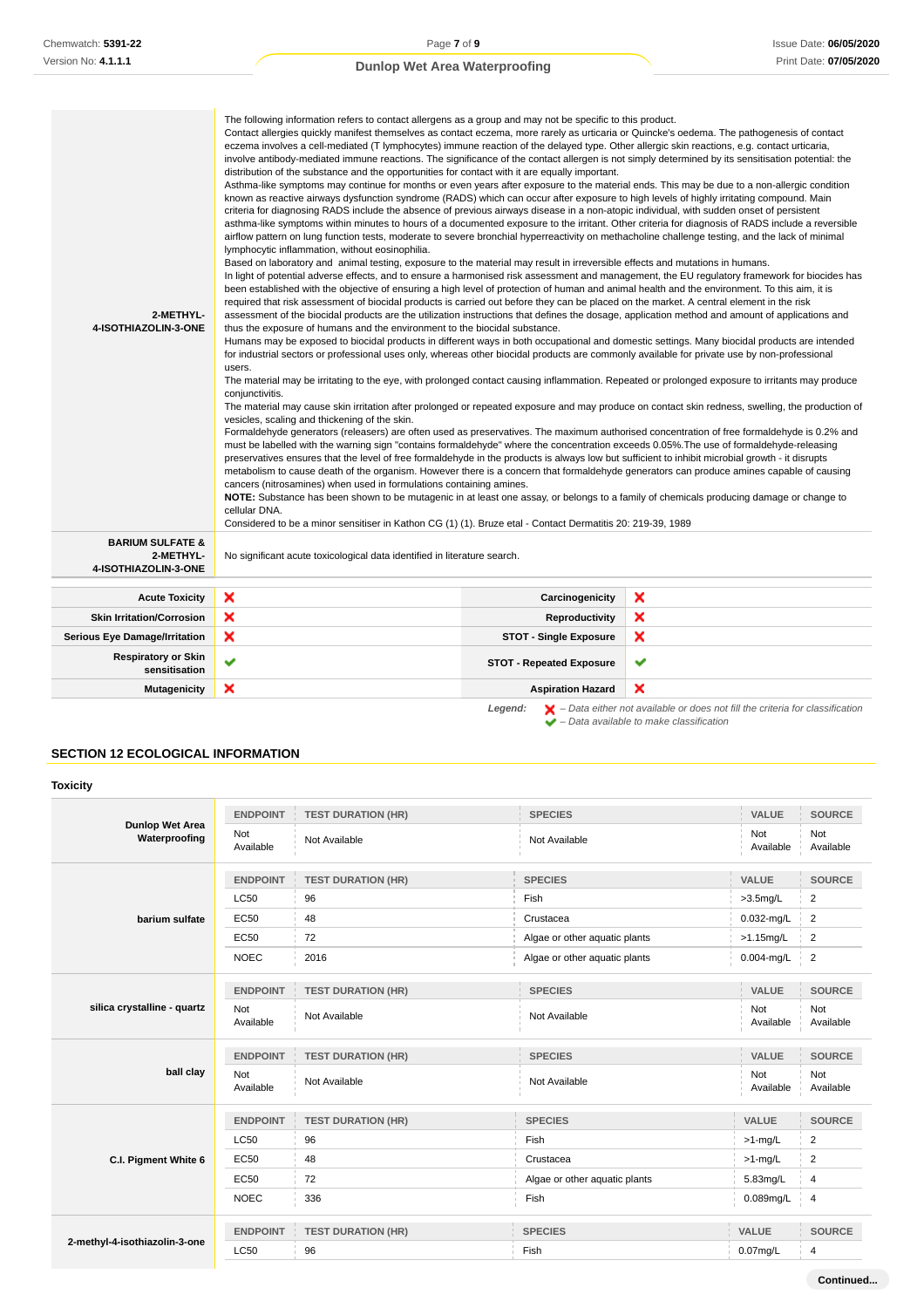| | |
|---|---|
| **2-METHYL-4-ISOTHIAZOLIN-3-ONE** | The following information refers to contact allergens as a group and may not be specific to this product. Contact allergies quickly manifest themselves as contact eczema, more rarely as urticaria or Quincke's oedema. The pathogenesis of contact eczema involves a cell-mediated (T lymphocytes) immune reaction of the delayed type. Other allergic skin reactions, e.g. contact urticaria, involve antibody-mediated immune reactions. The significance of the contact allergen is not simply determined by its sensitisation potential: the distribution of the substance and the opportunities for contact with it are equally important. Asthma-like symptoms may continue for months or even years after exposure to the material ends. This may be due to a non-allergic condition known as reactive airways dysfunction syndrome (RADS) which can occur after exposure to high levels of highly irritating compound. Main criteria for diagnosing RADS include the absence of previous airways disease in a non-atopic individual, with sudden onset of persistent asthma-like symptoms within minutes to hours of a documented exposure to the irritant. Other criteria for diagnosis of RADS include a reversible airflow pattern on lung function tests, moderate to severe bronchial hyperreactivity on methacholine challenge testing, and the lack of minimal lymphocytic inflammation, without eosinophilia. Based on laboratory and animal testing, exposure to the material may result in irreversible effects and mutations in humans. In light of potential adverse effects, and to ensure a harmonised risk assessment and management, the EU regulatory framework for biocides has been established with the objective of ensuring a high level of protection of human and animal health and the environment. To this aim, it is required that risk assessment of biocidal products is carried out before they can be placed on the market. A central element in the risk assessment of the biocidal products are the utilization instructions that defines the dosage, application method and amount of applications and thus the exposure of humans and the environment to the biocidal substance. Humans may be exposed to biocidal products in different ways in both occupational and domestic settings. Many biocidal products are intended for industrial sectors or professional uses only, whereas other biocidal products are commonly available for private use by non-professional users. The material may be irritating to the eye, with prolonged contact causing inflammation. Repeated or prolonged exposure to irritants may produce conjunctivitis. The material may cause skin irritation after prolonged or repeated exposure and may produce on contact skin redness, swelling, the production of vesicles, scaling and thickening of the skin. Formaldehyde generators (releasers) are often used as preservatives. The maximum authorised concentration of free formaldehyde is 0.2% and must be labelled with the warning sign "contains formaldehyde" where the concentration exceeds 0.05%.The use of formaldehyde-releasing preservatives ensures that the level of free formaldehyde in the products is always low but sufficient to inhibit microbial growth - it disrupts metabolism to cause death of the organism. However there is a concern that formaldehyde generators can produce amines capable of causing cancers (nitrosamines) when used in formulations containing amines. **NOTE:** Substance has been shown to be mutagenic in at least one assay, or belongs to a family of chemicals producing damage or change to cellular DNA. Considered to be a minor sensitiser in Kathon CG (1) (1). Bruze etal - Contact Dermatitis 20: 219-39, 1989 |
| **BARIUM SULFATE & 2-METHYL-4-ISOTHIAZOLIN-3-ONE** | No significant acute toxicological data identified in literature search. |

| | | | |
|---|---|---|---|
| **Acute Toxicity** | ✘ | **Carcinogenicity** | ✘ |
| **Skin Irritation/Corrosion** | ✘ | **Reproductivity** | ✘ |
| **Serious Eye Damage/Irritation** | ✘ | **STOT - Single Exposure** | ✘ |
| **Respiratory or Skin sensitisation** | ✔ | **STOT - Repeated Exposure** | ✔ |
| **Mutagenicity** | ✘ | **Aspiration Hazard** | ✘ |

*Legend:* ✘ *– Data either not available or does not fill the criteria for classification*
✔ *– Data available to make classification*

## SECTION 12 ECOLOGICAL INFORMATION

### Toxicity

| | ENDPOINT | TEST DURATION (HR) | SPECIES | VALUE | SOURCE |
|---|---|---|---|---|---|
| **Dunlop Wet Area Waterproofing** | Not Available | Not Available | Not Available | Not Available | Not Available |
| **barium sulfate** | LC50 | 96 | Fish | >3.5mg/L | 2 |
| | EC50 | 48 | Crustacea | 0.032-mg/L | 2 |
| | EC50 | 72 | Algae or other aquatic plants | >1.15mg/L | 2 |
| | NOEC | 2016 | Algae or other aquatic plants | 0.004-mg/L | 2 |
| **silica crystalline - quartz** | Not Available | Not Available | Not Available | Not Available | Not Available |
| **ball clay** | Not Available | Not Available | Not Available | Not Available | Not Available |
| **C.I. Pigment White 6** | LC50 | 96 | Fish | >1-mg/L | 2 |
| | EC50 | 48 | Crustacea | >1-mg/L | 2 |
| | EC50 | 72 | Algae or other aquatic plants | 5.83mg/L | 4 |
| | NOEC | 336 | Fish | 0.089mg/L | 4 |
| **2-methyl-4-isothiazolin-3-one** | LC50 | 96 | Fish | 0.07mg/L | 4 |

**Continued...**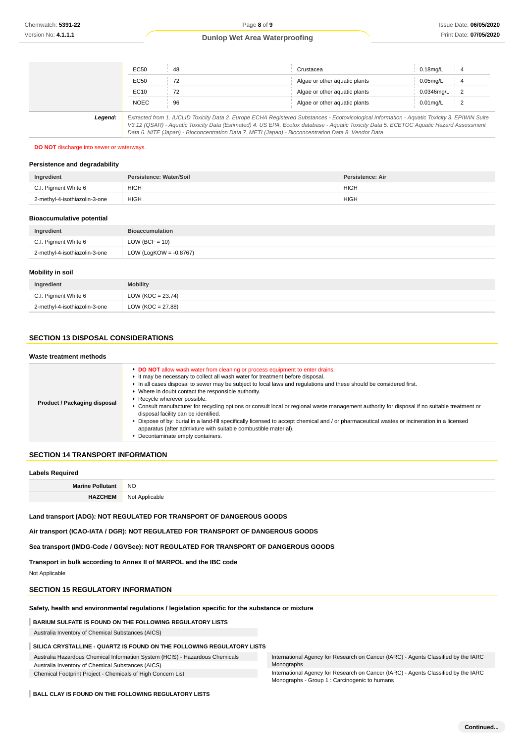| | | | | | |
|---|---|---|---|---|---|
| | EC50 | 48 | Crustacea | 0.18mg/L | 4 |
| | EC50 | 72 | Algae or other aquatic plants | 0.05mg/L | 4 |
| | EC10 | 72 | Algae or other aquatic plants | 0.0346mg/L | 2 |
| | NOEC | 96 | Algae or other aquatic plants | 0.01mg/L | 2 |
| ***Legend:*** | *Extracted from 1. IUCLID Toxicity Data 2. Europe ECHA Registered Substances - Ecotoxicological Information - Aquatic Toxicity 3. EPIWIN Suite V3.12 (QSAR) - Aquatic Toxicity Data (Estimated) 4. US EPA, Ecotox database - Aquatic Toxicity Data 5. ECETOC Aquatic Hazard Assessment Data 6. NITE (Japan) - Bioconcentration Data 7. METI (Japan) - Bioconcentration Data 8. Vendor Data* | | | | |

**DO NOT** discharge into sewer or waterways.

### Persistence and degradability

| Ingredient | Persistence: Water/Soil | Persistence: Air |
|---|---|---|
| C.I. Pigment White 6 | HIGH | HIGH |
| 2-methyl-4-isothiazolin-3-one | HIGH | HIGH |

### Bioaccumulative potential

| Ingredient | Bioaccumulation |
|---|---|
| C.I. Pigment White 6 | LOW (BCF = 10) |
| 2-methyl-4-isothiazolin-3-one | LOW (LogKOW = -0.8767) |

### Mobility in soil

| Ingredient | Mobility |
|---|---|
| C.I. Pigment White 6 | LOW (KOC = 23.74) |
| 2-methyl-4-isothiazolin-3-one | LOW (KOC = 27.88) |

## SECTION 13 DISPOSAL CONSIDERATIONS

### Waste treatment methods

| | |
|---|---|
| **Product / Packaging disposal** | ▸ **DO NOT** allow wash water from cleaning or process equipment to enter drains.<br>▸ It may be necessary to collect all wash water for treatment before disposal.<br>▸ In all cases disposal to sewer may be subject to local laws and regulations and these should be considered first.<br>▸ Where in doubt contact the responsible authority.<br>▸ Recycle wherever possible.<br>▸ Consult manufacturer for recycling options or consult local or regional waste management authority for disposal if no suitable treatment or disposal facility can be identified.<br>▸ Dispose of by: burial in a land-fill specifically licensed to accept chemical and / or pharmaceutical wastes or incineration in a licensed apparatus (after admixture with suitable combustible material).<br>▸ Decontaminate empty containers. |

## SECTION 14 TRANSPORT INFORMATION

### Labels Required

| | |
|---|---|
| **Marine Pollutant** | NO |
| **HAZCHEM** | Not Applicable |

**Land transport (ADG): NOT REGULATED FOR TRANSPORT OF DANGEROUS GOODS**

**Air transport (ICAO-IATA / DGR): NOT REGULATED FOR TRANSPORT OF DANGEROUS GOODS**

**Sea transport (IMDG-Code / GGVSee): NOT REGULATED FOR TRANSPORT OF DANGEROUS GOODS**

**Transport in bulk according to Annex II of MARPOL and the IBC code**

Not Applicable

## SECTION 15 REGULATORY INFORMATION

### Safety, health and environmental regulations / legislation specific for the substance or mixture

**BARIUM SULFATE IS FOUND ON THE FOLLOWING REGULATORY LISTS**

Australia Inventory of Chemical Substances (AICS)

**SILICA CRYSTALLINE - QUARTZ IS FOUND ON THE FOLLOWING REGULATORY LISTS**

Australia Hazardous Chemical Information System (HCIS) - Hazardous Chemicals

Australia Inventory of Chemical Substances (AICS)

Chemical Footprint Project - Chemicals of High Concern List

International Agency for Research on Cancer (IARC) - Agents Classified by the IARC Monographs

International Agency for Research on Cancer (IARC) - Agents Classified by the IARC Monographs - Group 1 : Carcinogenic to humans

**BALL CLAY IS FOUND ON THE FOLLOWING REGULATORY LISTS**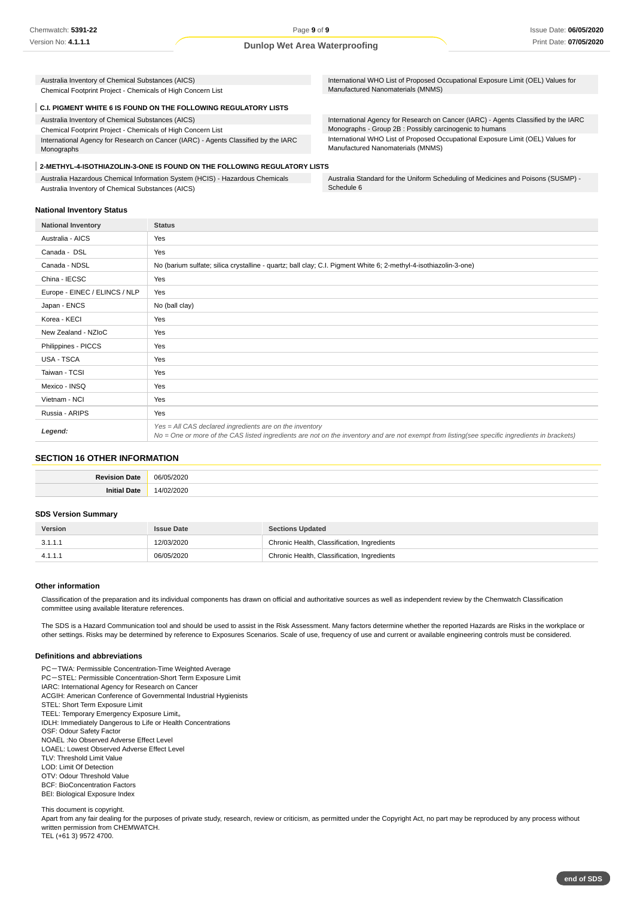Australia Inventory of Chemical Substances (AICS)

Chemical Footprint Project - Chemicals of High Concern List

International WHO List of Proposed Occupational Exposure Limit (OEL) Values for Manufactured Nanomaterials (MNMS)

#### C.I. PIGMENT WHITE 6 IS FOUND ON THE FOLLOWING REGULATORY LISTS

Australia Inventory of Chemical Substances (AICS)

Chemical Footprint Project - Chemicals of High Concern List

International Agency for Research on Cancer (IARC) - Agents Classified by the IARC Monographs

International Agency for Research on Cancer (IARC) - Agents Classified by the IARC Monographs - Group 2B : Possibly carcinogenic to humans

International WHO List of Proposed Occupational Exposure Limit (OEL) Values for Manufactured Nanomaterials (MNMS)

#### 2-METHYL-4-ISOTHIAZOLIN-3-ONE IS FOUND ON THE FOLLOWING REGULATORY LISTS

Australia Hazardous Chemical Information System (HCIS) - Hazardous Chemicals

Australia Inventory of Chemical Substances (AICS)

Australia Standard for the Uniform Scheduling of Medicines and Poisons (SUSMP) - Schedule 6

### National Inventory Status

| National Inventory | Status |
|---|---|
| Australia - AICS | Yes |
| Canada - DSL | Yes |
| Canada - NDSL | No (barium sulfate; silica crystalline - quartz; ball clay; C.I. Pigment White 6; 2-methyl-4-isothiazolin-3-one) |
| China - IECSC | Yes |
| Europe - EINEC / ELINCS / NLP | Yes |
| Japan - ENCS | No (ball clay) |
| Korea - KECI | Yes |
| New Zealand - NZIoC | Yes |
| Philippines - PICCS | Yes |
| USA - TSCA | Yes |
| Taiwan - TCSI | Yes |
| Mexico - INSQ | Yes |
| Vietnam - NCI | Yes |
| Russia - ARIPS | Yes |
| ***Legend:*** | *Yes = All CAS declared ingredients are on the inventory*<br>*No = One or more of the CAS listed ingredients are not on the inventory and are not exempt from listing(see specific ingredients in brackets)* |

## SECTION 16 OTHER INFORMATION

| | |
|---|---|
| **Revision Date** | 06/05/2020 |
| **Initial Date** | 14/02/2020 |

### SDS Version Summary

| Version | Issue Date | Sections Updated |
|---|---|---|
| 3.1.1.1 | 12/03/2020 | Chronic Health, Classification, Ingredients |
| 4.1.1.1 | 06/05/2020 | Chronic Health, Classification, Ingredients |

### Other information

Classification of the preparation and its individual components has drawn on official and authoritative sources as well as independent review by the Chemwatch Classification committee using available literature references.

The SDS is a Hazard Communication tool and should be used to assist in the Risk Assessment. Many factors determine whether the reported Hazards are Risks in the workplace or other settings. Risks may be determined by reference to Exposures Scenarios. Scale of use, frequency of use and current or available engineering controls must be considered.

### Definitions and abbreviations

PC－TWA: Permissible Concentration-Time Weighted Average
PC－STEL: Permissible Concentration-Short Term Exposure Limit
IARC: International Agency for Research on Cancer
ACGIH: American Conference of Governmental Industrial Hygienists
STEL: Short Term Exposure Limit
TEEL: Temporary Emergency Exposure Limit。
IDLH: Immediately Dangerous to Life or Health Concentrations
OSF: Odour Safety Factor
NOAEL :No Observed Adverse Effect Level
LOAEL: Lowest Observed Adverse Effect Level
TLV: Threshold Limit Value
LOD: Limit Of Detection
OTV: Odour Threshold Value
BCF: BioConcentration Factors
BEI: Biological Exposure Index

This document is copyright.
Apart from any fair dealing for the purposes of private study, research, review or criticism, as permitted under the Copyright Act, no part may be reproduced by any process without written permission from CHEMWATCH.
TEL (+61 3) 9572 4700.

**end of SDS**